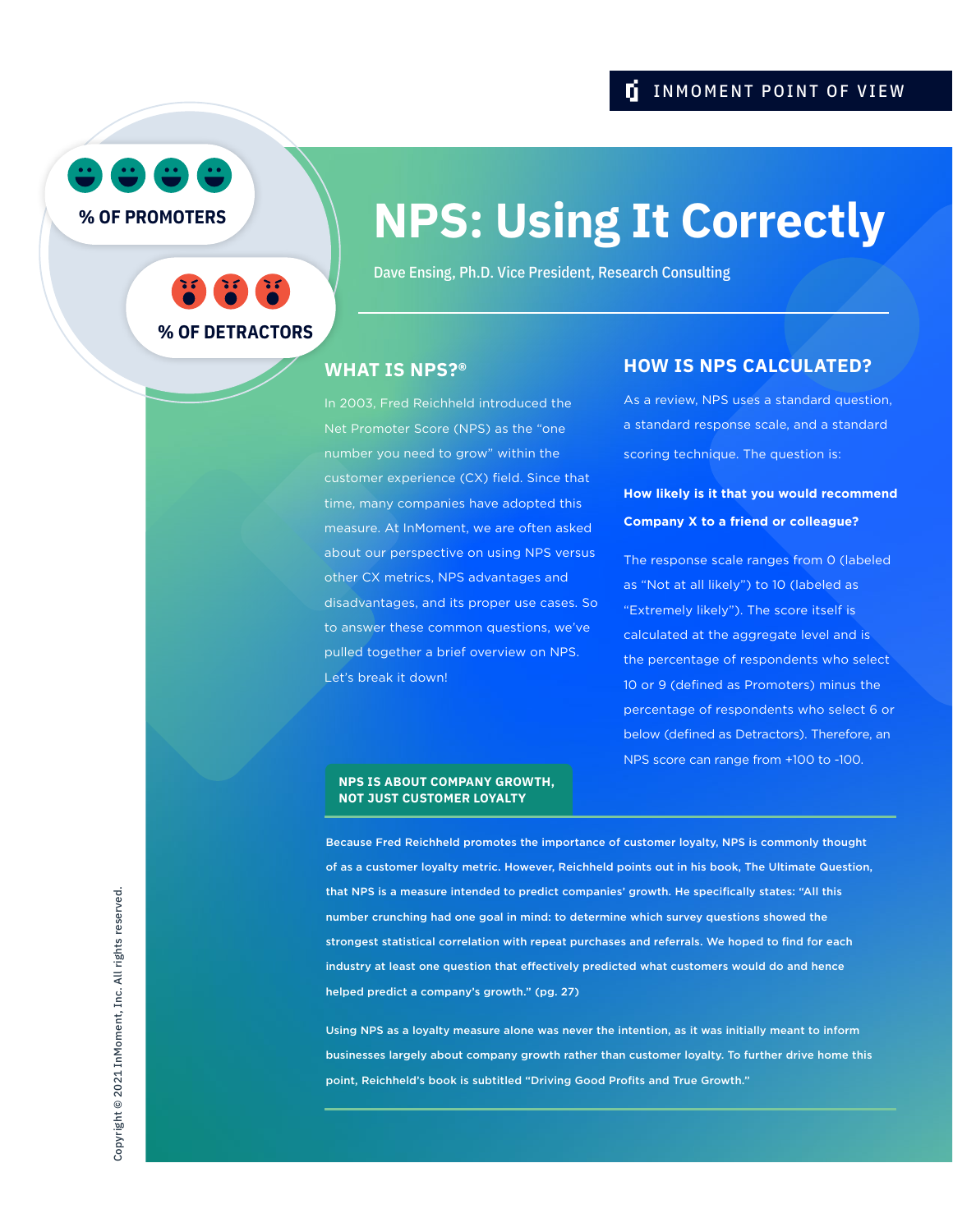INMOMENT POINT OF VIEW

% OF PROMOTERS

% OF DETRACTORS

# NPS: Using It Correctly

Dave Ensing, Ph.D. Vice President, Research Consulting

## WHAT IS NPS?®

In 2003, Fred Reichheld introduced the Net Promoter Score (NPS) as the "one number you need to grow" within the customer experience (CX) field. Since that time, many companies have adopted this measure. At InMoment, we are often asked about our perspective on using NPS versus other CX metrics, NPS advantages and disadvantages, and its proper use cases. So to answer these common questions, we've pulled together a brief overview on NPS. Let's break it down!

## HOW IS NPS CALCULATED?

As a review, NPS uses a standard question, a standard response scale, and a standard scoring technique. The question is:

**How likely is it that you would recommend Company X to a friend or colleague?**

The response scale ranges from 0 (labeled as "Not at all likely") to 10 (labeled as "Extremely likely"). The score itself is calculated at the aggregate level and is the percentage of respondents who select 10 or 9 (defined as Promoters) minus the percentage of respondents who select 6 or below (defined as Detractors). Therefore, an NPS score can range from +100 to -100.

## NPS IS ABOUT COMPANY GROWTH, NOT JUST CUSTOMER LOYALTY

Because Fred Reichheld promotes the importance of customer loyalty, NPS is commonly thought of as a customer loyalty metric. However, Reichheld points out in his book, The Ultimate Question, that NPS is a measure intended to predict companies' growth. He specifically states: "All this number crunching had one goal in mind: to determine which survey questions showed the strongest statistical correlation with repeat purchases and referrals. We hoped to find for each industry at least one question that effectively predicted what customers would do and hence helped predict a company's growth." (pg. 27)

Using NPS as a loyalty measure alone was never the intention, as it was initially meant to inform businesses largely about company growth rather than customer loyalty. To further drive home this point, Reichheld's book is subtitled "Driving Good Profits and True Growth."

Copyright © 2021 InMoment, Inc. All rights reserved.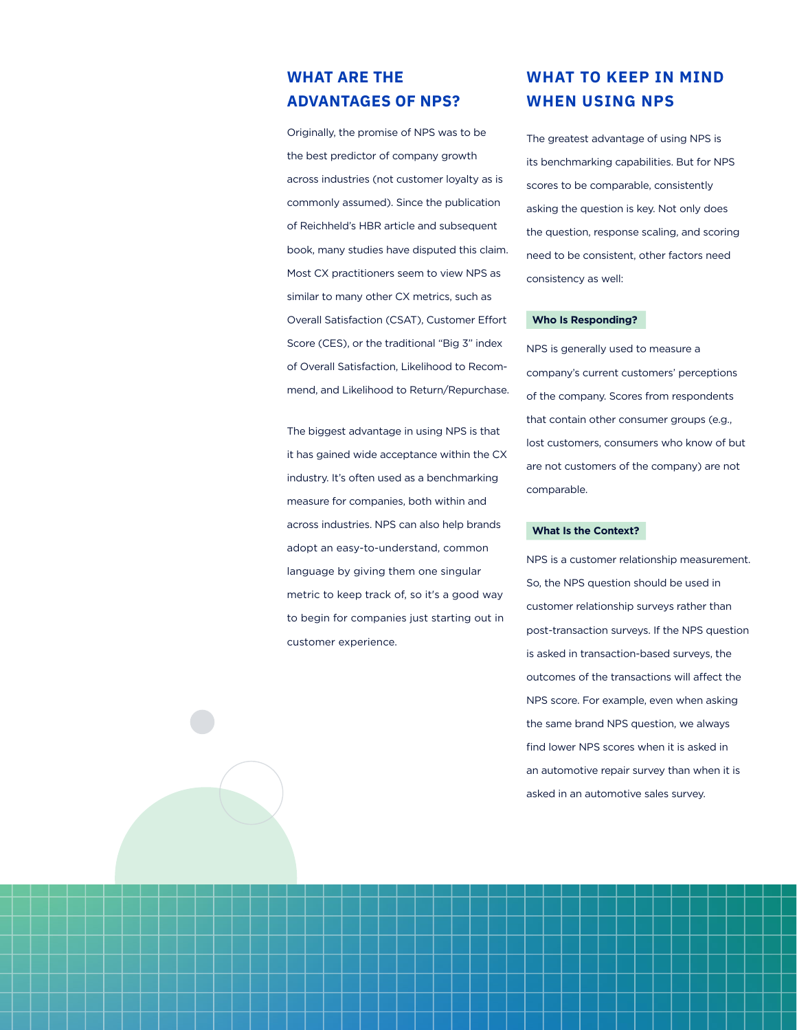## WHAT ARE THE ADVANTAGES OF NPS?

Originally, the promise of NPS was to be the best predictor of company growth across industries (not customer loyalty as is commonly assumed). Since the publication of Reichheld's HBR article and subsequent book, many studies have disputed this claim. Most CX practitioners seem to view NPS as similar to many other CX metrics, such as Overall Satisfaction (CSAT), Customer Effort Score (CES), or the traditional "Big 3" index of Overall Satisfaction, Likelihood to Recommend, and Likelihood to Return/Repurchase.

The biggest advantage in using NPS is that it has gained wide acceptance within the CX industry. It's often used as a benchmarking measure for companies, both within and across industries. NPS can also help brands adopt an easy-to-understand, common language by giving them one singular metric to keep track of, so it's a good way to begin for companies just starting out in customer experience.

## WHAT TO KEEP IN MIND WHEN USING NPS

The greatest advantage of using NPS is its benchmarking capabilities. But for NPS scores to be comparable, consistently asking the question is key. Not only does the question, response scaling, and scoring need to be consistent, other factors need consistency as well:

### Who Is Responding?

NPS is generally used to measure a company's current customers' perceptions of the company. Scores from respondents that contain other consumer groups (e.g., lost customers, consumers who know of but are not customers of the company) are not comparable.

### What Is the Context?

NPS is a customer relationship measurement. So, the NPS question should be used in customer relationship surveys rather than post-transaction surveys. If the NPS question is asked in transaction-based surveys, the outcomes of the transactions will affect the NPS score. For example, even when asking the same brand NPS question, we always find lower NPS scores when it is asked in an automotive repair survey than when it is asked in an automotive sales survey.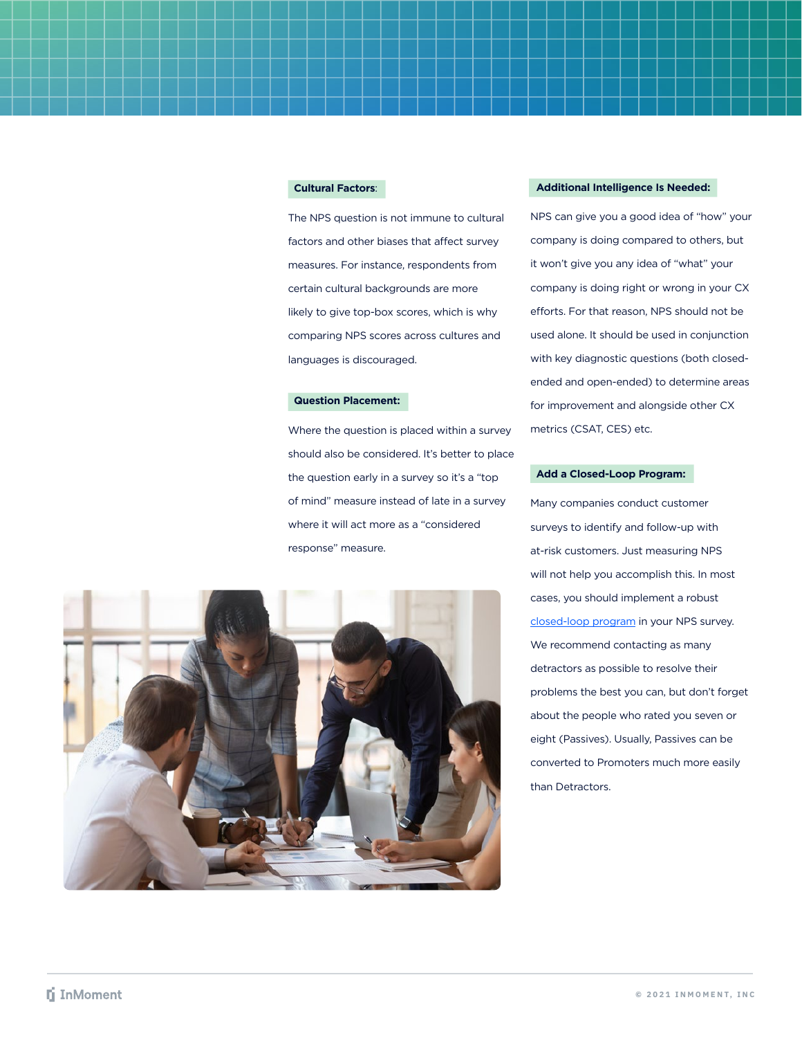**Cultural Factors:**

The NPS question is not immune to cultural factors and other biases that affect survey measures. For instance, respondents from certain cultural backgrounds are more likely to give top-box scores, which is why comparing NPS scores across cultures and languages is discouraged.

**Question Placement:**

Where the question is placed within a survey should also be considered. It's better to place the question early in a survey so it's a "top of mind" measure instead of late in a survey where it will act more as a "considered response" measure.

**Additional Intelligence Is Needed:**

NPS can give you a good idea of "how" your company is doing compared to others, but it won't give you any idea of "what" your company is doing right or wrong in your CX efforts. For that reason, NPS should not be used alone. It should be used in conjunction with key diagnostic questions (both closed-ended and open-ended) to determine areas for improvement and alongside other CX metrics (CSAT, CES) etc.

**Add a Closed-Loop Program:**

Many companies conduct customer surveys to identify and follow-up with at-risk customers. Just measuring NPS will not help you accomplish this. In most cases, you should implement a robust closed-loop program in your NPS survey. We recommend contacting as many detractors as possible to resolve their problems the best you can, but don't forget about the people who rated you seven or eight (Passives). Usually, Passives can be converted to Promoters much more easily than Detractors.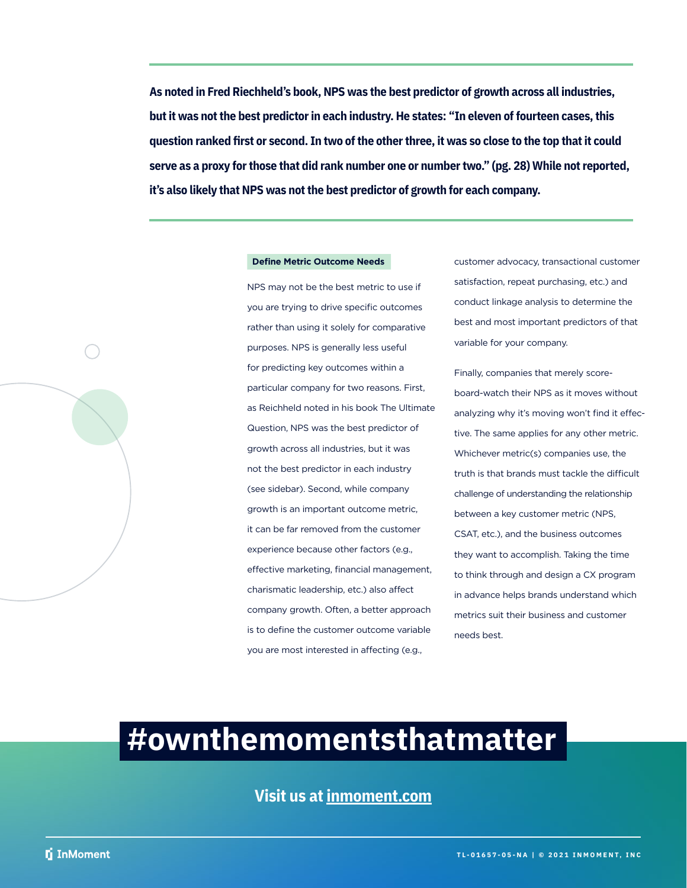**As noted in Fred Riechheld's book, NPS was the best predictor of growth across all industries, but it was not the best predictor in each industry. He states: "In eleven of fourteen cases, this question ranked first or second. In two of the other three, it was so close to the top that it could serve as a proxy for those that did rank number one or number two." (pg. 28) While not reported, it's also likely that NPS was not the best predictor of growth for each company.**

### Define Metric Outcome Needs

NPS may not be the best metric to use if you are trying to drive specific outcomes rather than using it solely for comparative purposes. NPS is generally less useful for predicting key outcomes within a particular company for two reasons. First, as Reichheld noted in his book The Ultimate Question, NPS was the best predictor of growth across all industries, but it was not the best predictor in each industry (see sidebar). Second, while company growth is an important outcome metric, it can be far removed from the customer experience because other factors (e.g., effective marketing, financial management, charismatic leadership, etc.) also affect company growth. Often, a better approach is to define the customer outcome variable you are most interested in affecting (e.g., customer advocacy, transactional customer satisfaction, repeat purchasing, etc.) and conduct linkage analysis to determine the best and most important predictors of that variable for your company.

Finally, companies that merely scoreboard-watch their NPS as it moves without analyzing why it's moving won't find it effective. The same applies for any other metric. Whichever metric(s) companies use, the truth is that brands must tackle the difficult challenge of understanding the relationship between a key customer metric (NPS, CSAT, etc.), and the business outcomes they want to accomplish. Taking the time to think through and design a CX program in advance helps brands understand which metrics suit their business and customer needs best.

## #ownthemomentsthatmatter

**Visit us at inmoment.com**

InMoment

TL-01657-05-NA | © 2021 INMOMENT, INC